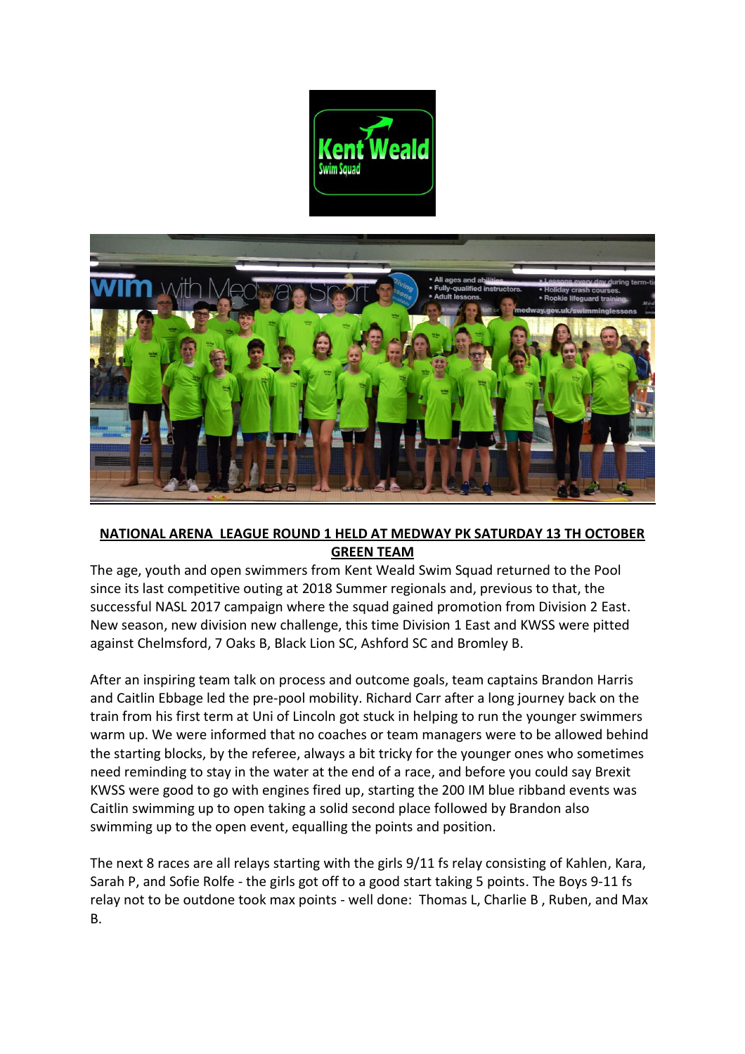**NATIONAL ARENA LEAGUE ROUND 1 HELD AT MEDWAY PK SATURDAY 13 TH OCTOBER GREEN TEAM**

The age, youth and open swimmers from Kent Weald Swim Squad returned to the Pool since its last competitive outing at 2018 Summer regionals and, previous to that, the successful NASL 2017 campaign where the squad gained promotion from Division 2 East. New season, new division new challenge, this time Division 1 East and KWSS were pitted against Chelmsford, 7 Oaks B, Black Lion SC, Ashford SC and Bromley B.

After an inspiring team talk on process and outcome goals, team captains Brandon Harris and Caitlin Ebbage led the pre-pool mobility. Richard Carr after a long journey back on the train from his first term at Uni of Lincoln got stuck in helping to run the younger swimmers warm up. We were informed that no coaches or team managers were to be allowed behind the starting blocks, by the referee, always a bit tricky for the younger ones who sometimes need reminding to stay in the water at the end of a race, and before you could say Brexit KWSS were good to go with engines fired up, starting the 200 IM blue ribband events was Caitlin swimming up to open taking a solid second place followed by Brandon also swimming up to the open event, equalling the points and position.

The next 8 races are all relays starting with the girls 9/11 fs relay consisting of Kahlen, Kara, Sarah P, and Sofie Rolfe - the girls got off to a good start taking 5 points. The Boys 9-11 fs relay not to be outdone took max points - well done: Thomas L, Charlie B , Ruben, and Max B.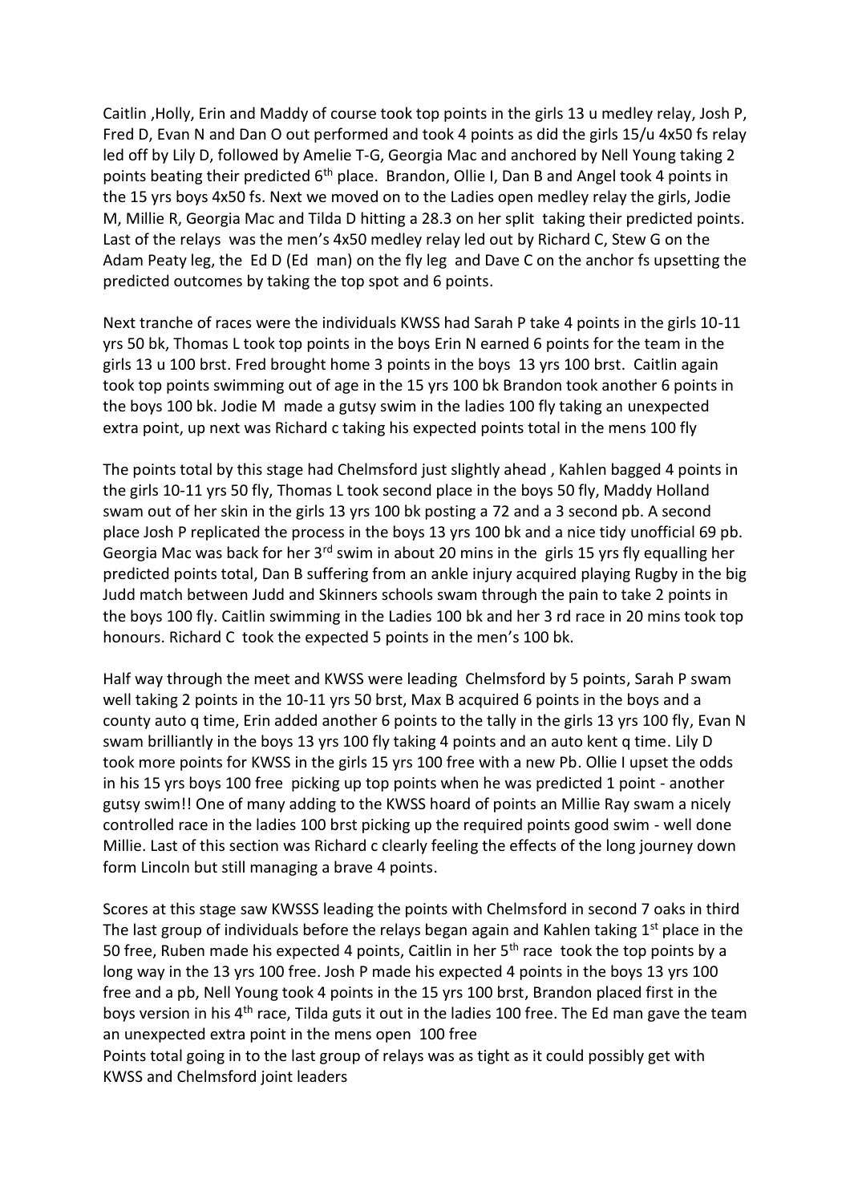Caitlin ,Holly, Erin and Maddy of course took top points in the girls 13 u medley relay, Josh P, Fred D, Evan N and Dan O out performed and took 4 points as did the girls 15/u 4x50 fs relay led off by Lily D, followed by Amelie T-G, Georgia Mac and anchored by Nell Young taking 2 points beating their predicted 6th place. Brandon, Ollie I, Dan B and Angel took 4 points in the 15 yrs boys 4x50 fs. Next we moved on to the Ladies open medley relay the girls, Jodie M, Millie R, Georgia Mac and Tilda D hitting a 28.3 on her split taking their predicted points. Last of the relays was the men's 4x50 medley relay led out by Richard C, Stew G on the Adam Peaty leg, the Ed D (Ed man) on the fly leg and Dave C on the anchor fs upsetting the predicted outcomes by taking the top spot and 6 points.

Next tranche of races were the individuals KWSS had Sarah P take 4 points in the girls 10-11 yrs 50 bk, Thomas L took top points in the boys Erin N earned 6 points for the team in the girls 13 u 100 brst. Fred brought home 3 points in the boys 13 yrs 100 brst. Caitlin again took top points swimming out of age in the 15 yrs 100 bk Brandon took another 6 points in the boys 100 bk. Jodie M made a gutsy swim in the ladies 100 fly taking an unexpected extra point, up next was Richard c taking his expected points total in the mens 100 fly

The points total by this stage had Chelmsford just slightly ahead , Kahlen bagged 4 points in the girls 10-11 yrs 50 fly, Thomas L took second place in the boys 50 fly, Maddy Holland swam out of her skin in the girls 13 yrs 100 bk posting a 72 and a 3 second pb. A second place Josh P replicated the process in the boys 13 yrs 100 bk and a nice tidy unofficial 69 pb. Georgia Mac was back for her 3rd swim in about 20 mins in the girls 15 yrs fly equalling her predicted points total, Dan B suffering from an ankle injury acquired playing Rugby in the big Judd match between Judd and Skinners schools swam through the pain to take 2 points in the boys 100 fly. Caitlin swimming in the Ladies 100 bk and her 3 rd race in 20 mins took top honours. Richard C took the expected 5 points in the men's 100 bk.

Half way through the meet and KWSS were leading Chelmsford by 5 points, Sarah P swam well taking 2 points in the 10-11 yrs 50 brst, Max B acquired 6 points in the boys and a county auto q time, Erin added another 6 points to the tally in the girls 13 yrs 100 fly, Evan N swam brilliantly in the boys 13 yrs 100 fly taking 4 points and an auto kent q time. Lily D took more points for KWSS in the girls 15 yrs 100 free with a new Pb. Ollie I upset the odds in his 15 yrs boys 100 free picking up top points when he was predicted 1 point - another gutsy swim!! One of many adding to the KWSS hoard of points an Millie Ray swam a nicely controlled race in the ladies 100 brst picking up the required points good swim - well done Millie. Last of this section was Richard c clearly feeling the effects of the long journey down form Lincoln but still managing a brave 4 points.

Scores at this stage saw KWSSS leading the points with Chelmsford in second 7 oaks in third The last group of individuals before the relays began again and Kahlen taking 1st place in the 50 free, Ruben made his expected 4 points, Caitlin in her 5th race took the top points by a long way in the 13 yrs 100 free. Josh P made his expected 4 points in the boys 13 yrs 100 free and a pb, Nell Young took 4 points in the 15 yrs 100 brst, Brandon placed first in the boys version in his 4th race, Tilda guts it out in the ladies 100 free. The Ed man gave the team an unexpected extra point in the mens open 100 free

Points total going in to the last group of relays was as tight as it could possibly get with KWSS and Chelmsford joint leaders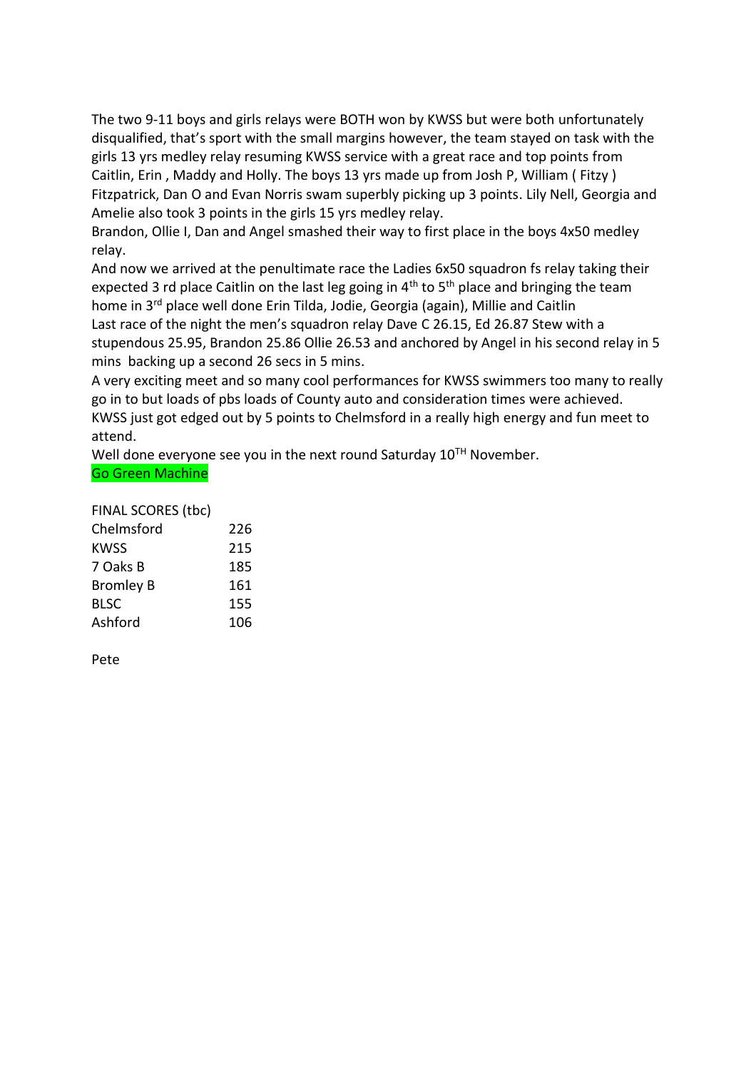The two 9-11 boys and girls relays were BOTH won by KWSS but were both unfortunately disqualified, that's sport with the small margins however, the team stayed on task with the girls 13 yrs medley relay resuming KWSS service with a great race and top points from Caitlin, Erin , Maddy and Holly. The boys 13 yrs made up from Josh P, William ( Fitzy ) Fitzpatrick, Dan O and Evan Norris swam superbly picking up 3 points. Lily Nell, Georgia and Amelie also took 3 points in the girls 15 yrs medley relay.

Brandon, Ollie I, Dan and Angel smashed their way to first place in the boys 4x50 medley relay.

And now we arrived at the penultimate race the Ladies 6x50 squadron fs relay taking their expected 3 rd place Caitlin on the last leg going in 4th to 5th place and bringing the team home in 3rd place well done Erin Tilda, Jodie, Georgia (again), Millie and Caitlin

Last race of the night the men's squadron relay Dave C 26.15, Ed 26.87 Stew with a stupendous 25.95, Brandon 25.86 Ollie 26.53 and anchored by Angel in his second relay in 5 mins backing up a second 26 secs in 5 mins.

A very exciting meet and so many cool performances for KWSS swimmers too many to really go in to but loads of pbs loads of County auto and consideration times were achieved. KWSS just got edged out by 5 points to Chelmsford in a really high energy and fun meet to attend.

Well done everyone see you in the next round Saturday 10TH November.

Go Green Machine

FINAL SCORES (tbc)

| | |
|---|---|
| Chelmsford | 226 |
| KWSS | 215 |
| 7 Oaks B | 185 |
| Bromley B | 161 |
| BLSC | 155 |
| Ashford | 106 |

Pete